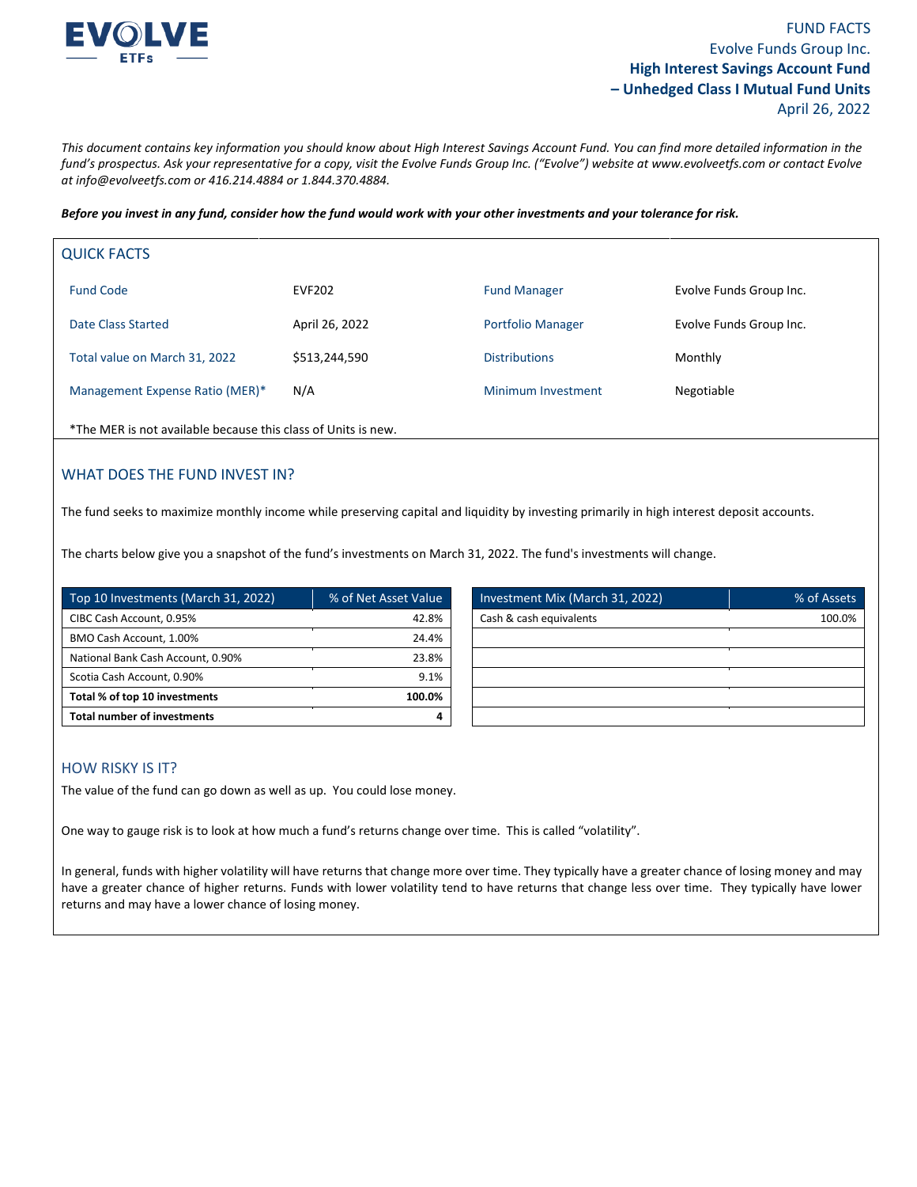FUND FACTS
Evolve Funds Group Inc.
**High Interest Savings Account Fund – Unhedged Class I Mutual Fund Units**
April 26, 2022

*This document contains key information you should know about High Interest Savings Account Fund. You can find more detailed information in the fund's prospectus. Ask your representative for a copy, visit the Evolve Funds Group Inc. ("Evolve") website at www.evolveetfs.com or contact Evolve at info@evolveetfs.com or 416.214.4884 or 1.844.370.4884.*

***Before you invest in any fund, consider how the fund would work with your other investments and your tolerance for risk.***

## QUICK FACTS

| | | | |
|---|---|---|---|
| Fund Code | EVF202 | Fund Manager | Evolve Funds Group Inc. |
| Date Class Started | April 26, 2022 | Portfolio Manager | Evolve Funds Group Inc. |
| Total value on March 31, 2022 | $513,244,590 | Distributions | Monthly |
| Management Expense Ratio (MER)* | N/A | Minimum Investment | Negotiable |

*The MER is not available because this class of Units is new.

## WHAT DOES THE FUND INVEST IN?

The fund seeks to maximize monthly income while preserving capital and liquidity by investing primarily in high interest deposit accounts.

The charts below give you a snapshot of the fund's investments on March 31, 2022. The fund's investments will change.

| Top 10 Investments (March 31, 2022) | % of Net Asset Value |
|---|---|
| CIBC Cash Account, 0.95% | 42.8% |
| BMO Cash Account, 1.00% | 24.4% |
| National Bank Cash Account, 0.90% | 23.8% |
| Scotia Cash Account, 0.90% | 9.1% |
| **Total % of top 10 investments** | **100.0%** |
| **Total number of investments** | **4** |

| Investment Mix (March 31, 2022) | % of Assets |
|---|---|
| Cash & cash equivalents | 100.0% |

## HOW RISKY IS IT?

The value of the fund can go down as well as up. You could lose money.

One way to gauge risk is to look at how much a fund's returns change over time. This is called "volatility".

In general, funds with higher volatility will have returns that change more over time. They typically have a greater chance of losing money and may have a greater chance of higher returns. Funds with lower volatility tend to have returns that change less over time. They typically have lower returns and may have a lower chance of losing money.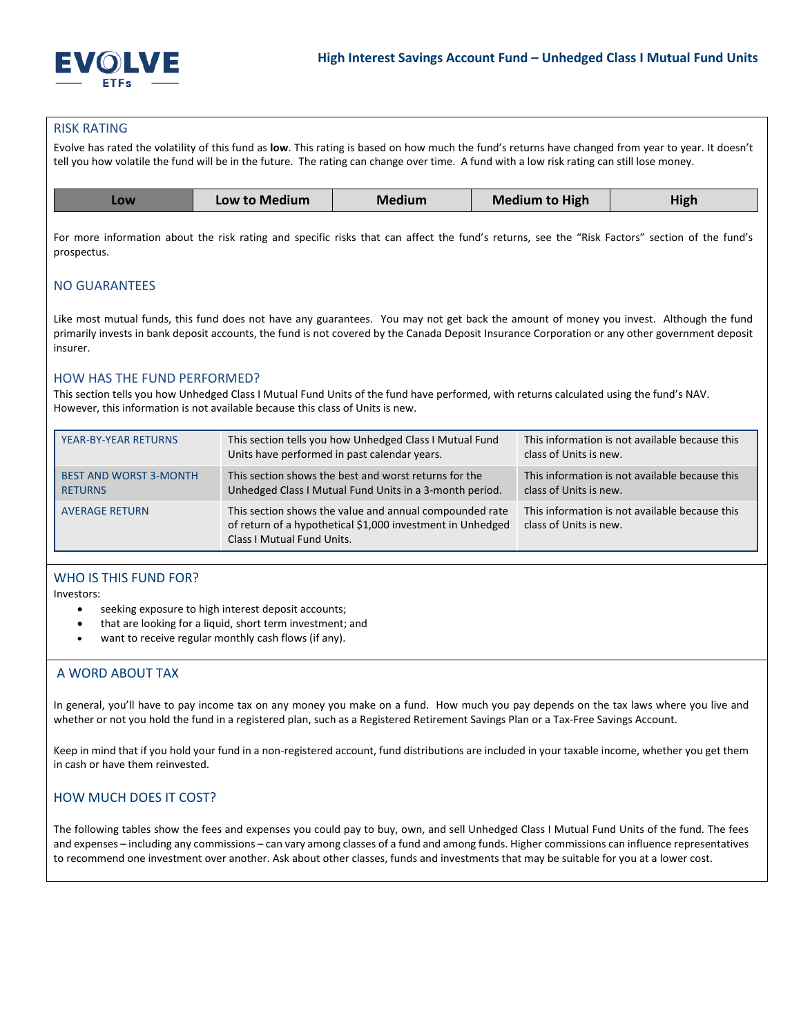## RISK RATING

Evolve has rated the volatility of this fund as **low**. This rating is based on how much the fund's returns have changed from year to year. It doesn't tell you how volatile the fund will be in the future. The rating can change over time. A fund with a low risk rating can still lose money.

| **Low** | **Low to Medium** | **Medium** | **Medium to High** | **High** |
|---|---|---|---|---|

For more information about the risk rating and specific risks that can affect the fund's returns, see the "Risk Factors" section of the fund's prospectus.

## NO GUARANTEES

Like most mutual funds, this fund does not have any guarantees. You may not get back the amount of money you invest. Although the fund primarily invests in bank deposit accounts, the fund is not covered by the Canada Deposit Insurance Corporation or any other government deposit insurer.

## HOW HAS THE FUND PERFORMED?

This section tells you how Unhedged Class I Mutual Fund Units of the fund have performed, with returns calculated using the fund's NAV. However, this information is not available because this class of Units is new.

| | | |
|---|---|---|
| YEAR-BY-YEAR RETURNS | This section tells you how Unhedged Class I Mutual Fund Units have performed in past calendar years. | This information is not available because this class of Units is new. |
| BEST AND WORST 3-MONTH RETURNS | This section shows the best and worst returns for the Unhedged Class I Mutual Fund Units in a 3-month period. | This information is not available because this class of Units is new. |
| AVERAGE RETURN | This section shows the value and annual compounded rate of return of a hypothetical $1,000 investment in Unhedged Class I Mutual Fund Units. | This information is not available because this class of Units is new. |

## WHO IS THIS FUND FOR?

Investors:

- seeking exposure to high interest deposit accounts;
- that are looking for a liquid, short term investment; and
- want to receive regular monthly cash flows (if any).

## A WORD ABOUT TAX

In general, you'll have to pay income tax on any money you make on a fund. How much you pay depends on the tax laws where you live and whether or not you hold the fund in a registered plan, such as a Registered Retirement Savings Plan or a Tax-Free Savings Account.

Keep in mind that if you hold your fund in a non-registered account, fund distributions are included in your taxable income, whether you get them in cash or have them reinvested.

## HOW MUCH DOES IT COST?

The following tables show the fees and expenses you could pay to buy, own, and sell Unhedged Class I Mutual Fund Units of the fund. The fees and expenses – including any commissions – can vary among classes of a fund and among funds. Higher commissions can influence representatives to recommend one investment over another. Ask about other classes, funds and investments that may be suitable for you at a lower cost.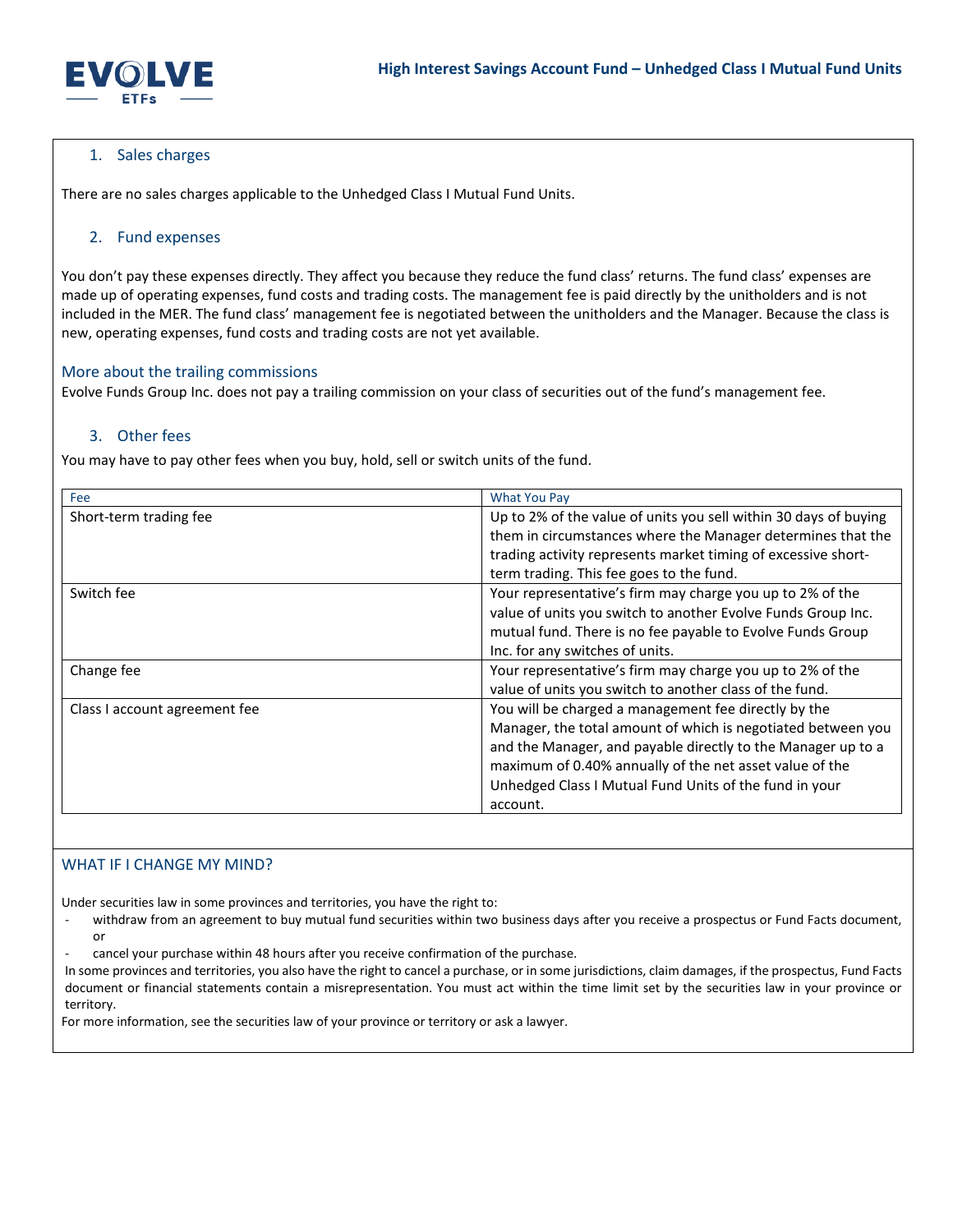1. Sales charges

There are no sales charges applicable to the Unhedged Class I Mutual Fund Units.

2. Fund expenses

You don't pay these expenses directly. They affect you because they reduce the fund class' returns. The fund class' expenses are made up of operating expenses, fund costs and trading costs. The management fee is paid directly by the unitholders and is not included in the MER. The fund class' management fee is negotiated between the unitholders and the Manager. Because the class is new, operating expenses, fund costs and trading costs are not yet available.

### More about the trailing commissions

Evolve Funds Group Inc. does not pay a trailing commission on your class of securities out of the fund's management fee.

3. Other fees

You may have to pay other fees when you buy, hold, sell or switch units of the fund.

| Fee | What You Pay |
|---|---|
| Short-term trading fee | Up to 2% of the value of units you sell within 30 days of buying them in circumstances where the Manager determines that the trading activity represents market timing of excessive short-term trading. This fee goes to the fund. |
| Switch fee | Your representative's firm may charge you up to 2% of the value of units you switch to another Evolve Funds Group Inc. mutual fund. There is no fee payable to Evolve Funds Group Inc. for any switches of units. |
| Change fee | Your representative's firm may charge you up to 2% of the value of units you switch to another class of the fund. |
| Class I account agreement fee | You will be charged a management fee directly by the Manager, the total amount of which is negotiated between you and the Manager, and payable directly to the Manager up to a maximum of 0.40% annually of the net asset value of the Unhedged Class I Mutual Fund Units of the fund in your account. |

## WHAT IF I CHANGE MY MIND?

Under securities law in some provinces and territories, you have the right to:

- withdraw from an agreement to buy mutual fund securities within two business days after you receive a prospectus or Fund Facts document, or
- cancel your purchase within 48 hours after you receive confirmation of the purchase.

In some provinces and territories, you also have the right to cancel a purchase, or in some jurisdictions, claim damages, if the prospectus, Fund Facts document or financial statements contain a misrepresentation. You must act within the time limit set by the securities law in your province or territory.

For more information, see the securities law of your province or territory or ask a lawyer.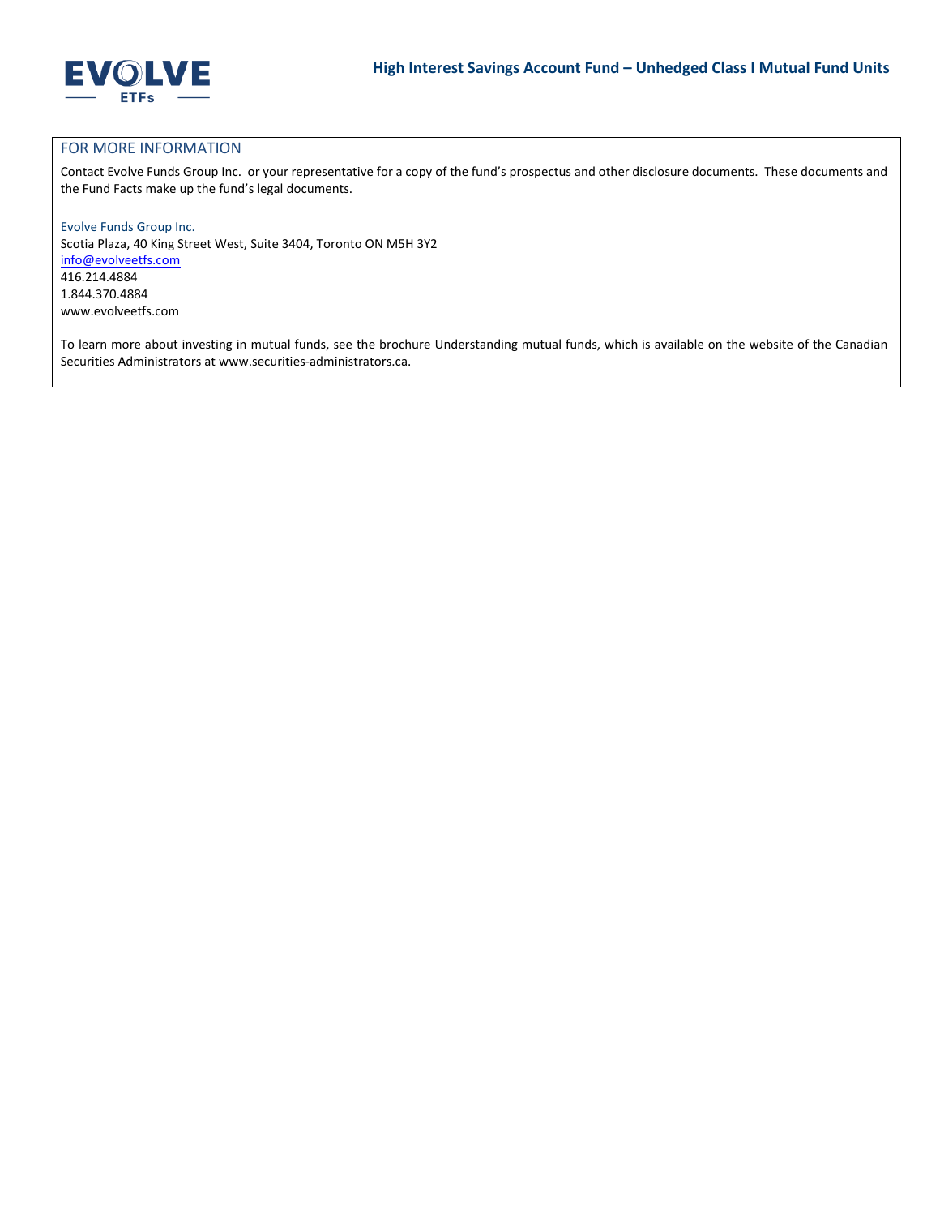## FOR MORE INFORMATION

Contact Evolve Funds Group Inc. or your representative for a copy of the fund's prospectus and other disclosure documents. These documents and the Fund Facts make up the fund's legal documents.

Evolve Funds Group Inc.
Scotia Plaza, 40 King Street West, Suite 3404, Toronto ON M5H 3Y2
info@evolveetfs.com
416.214.4884
1.844.370.4884
www.evolveetfs.com

To learn more about investing in mutual funds, see the brochure Understanding mutual funds, which is available on the website of the Canadian Securities Administrators at www.securities-administrators.ca.